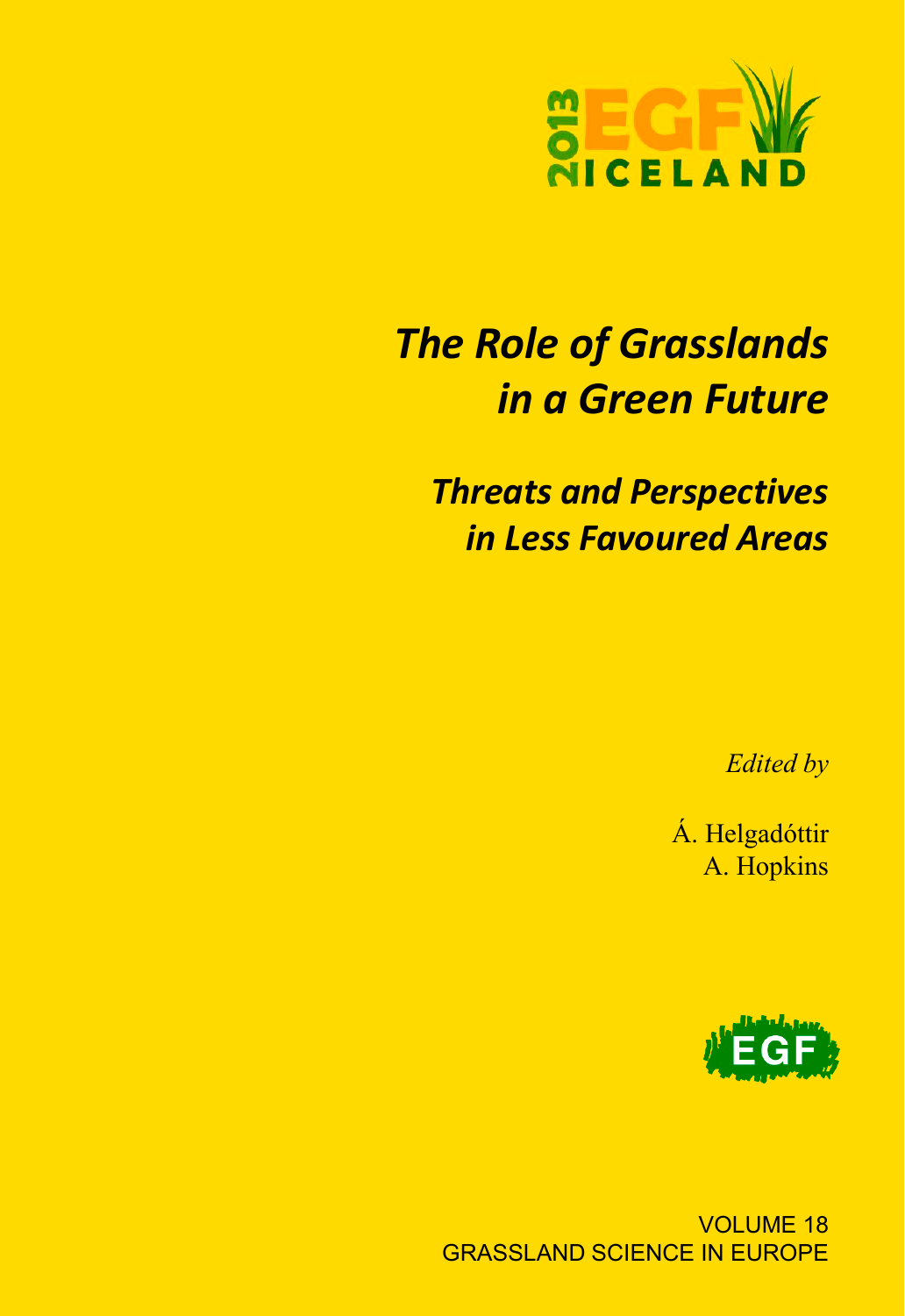2013 EGF ICELAND

# *The Role of Grasslands in a Green Future*

## *Threats and Perspectives in Less Favoured Areas*

*Edited by*

Á. Helgadóttir
A. Hopkins

EGF

VOLUME 18
GRASSLAND SCIENCE IN EUROPE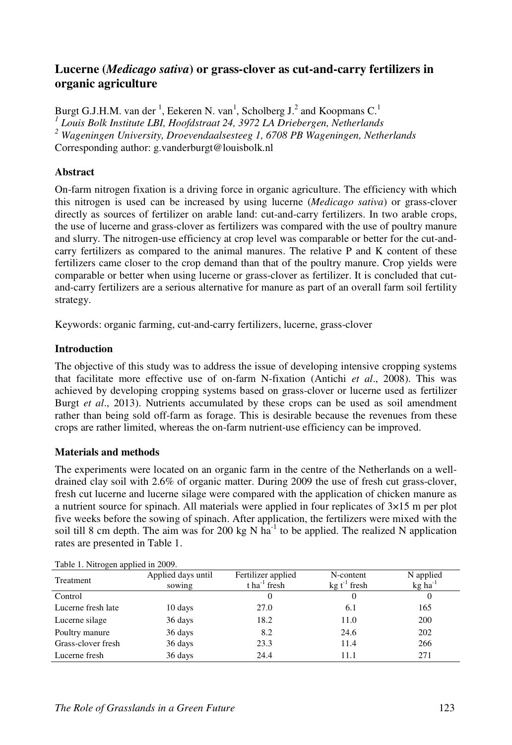# Lucerne (*Medicago sativa*) or grass-clover as cut-and-carry fertilizers in organic agriculture

Burgt G.J.H.M. van der [1], Eekeren N. van[1], Scholberg J.[2] and Koopmans C.[1]

[1] *Louis Bolk Institute LBI, Hoofdstraat 24, 3972 LA Driebergen, Netherlands*

[2] *Wageningen University, Droevendaalsesteeg 1, 6708 PB Wageningen, Netherlands*

Corresponding author: g.vanderburgt@louisbolk.nl

## Abstract

On-farm nitrogen fixation is a driving force in organic agriculture. The efficiency with which this nitrogen is used can be increased by using lucerne (*Medicago sativa*) or grass-clover directly as sources of fertilizer on arable land: cut-and-carry fertilizers. In two arable crops, the use of lucerne and grass-clover as fertilizers was compared with the use of poultry manure and slurry. The nitrogen-use efficiency at crop level was comparable or better for the cut-and-carry fertilizers as compared to the animal manures. The relative P and K content of these fertilizers came closer to the crop demand than that of the poultry manure. Crop yields were comparable or better when using lucerne or grass-clover as fertilizer. It is concluded that cut-and-carry fertilizers are a serious alternative for manure as part of an overall farm soil fertility strategy.

Keywords: organic farming, cut-and-carry fertilizers, lucerne, grass-clover

## Introduction

The objective of this study was to address the issue of developing intensive cropping systems that facilitate more effective use of on-farm N-fixation (Antichi *et al*., 2008). This was achieved by developing cropping systems based on grass-clover or lucerne used as fertilizer Burgt *et al*., 2013). Nutrients accumulated by these crops can be used as soil amendment rather than being sold off-farm as forage. This is desirable because the revenues from these crops are rather limited, whereas the on-farm nutrient-use efficiency can be improved.

## Materials and methods

The experiments were located on an organic farm in the centre of the Netherlands on a well-drained clay soil with 2.6% of organic matter. During 2009 the use of fresh cut grass-clover, fresh cut lucerne and lucerne silage were compared with the application of chicken manure as a nutrient source for spinach. All materials were applied in four replicates of 3×15 m per plot five weeks before the sowing of spinach. After application, the fertilizers were mixed with the soil till 8 cm depth. The aim was for 200 kg N ha$^{-1}$ to be applied. The realized N application rates are presented in Table 1.

Table 1. Nitrogen applied in 2009.

| Treatment | Applied days until sowing | Fertilizer applied t ha$^{-1}$ fresh | N-content kg t$^{-1}$ fresh | N applied kg ha$^{-1}$ |
|---|---|---|---|---|
| Control | | 0 | 0 | 0 |
| Lucerne fresh late | 10 days | 27.0 | 6.1 | 165 |
| Lucerne silage | 36 days | 18.2 | 11.0 | 200 |
| Poultry manure | 36 days | 8.2 | 24.6 | 202 |
| Grass-clover fresh | 36 days | 23.3 | 11.4 | 266 |
| Lucerne fresh | 36 days | 24.4 | 11.1 | 271 |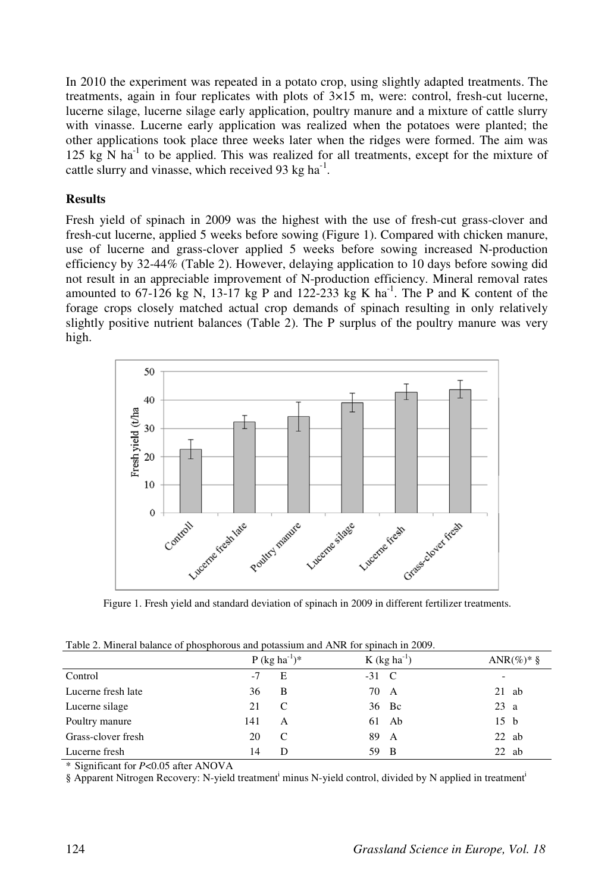In 2010 the experiment was repeated in a potato crop, using slightly adapted treatments. The treatments, again in four replicates with plots of 3×15 m, were: control, fresh-cut lucerne, lucerne silage, lucerne silage early application, poultry manure and a mixture of cattle slurry with vinasse. Lucerne early application was realized when the potatoes were planted; the other applications took place three weeks later when the ridges were formed. The aim was 125 kg N $ha^{-1}$ to be applied. This was realized for all treatments, except for the mixture of cattle slurry and vinasse, which received 93 kg $ha^{-1}$.

**Results**

Fresh yield of spinach in 2009 was the highest with the use of fresh-cut grass-clover and fresh-cut lucerne, applied 5 weeks before sowing (Figure 1). Compared with chicken manure, use of lucerne and grass-clover applied 5 weeks before sowing increased N-production efficiency by 32-44% (Table 2). However, delaying application to 10 days before sowing did not result in an appreciable improvement of N-production efficiency. Mineral removal rates amounted to 67-126 kg N, 13-17 kg P and 122-233 kg K $ha^{-1}$. The P and K content of the forage crops closely matched actual crop demands of spinach resulting in only relatively slightly positive nutrient balances (Table 2). The P surplus of the poultry manure was very high.

Figure 1. Fresh yield and standard deviation of spinach in 2009 in different fertilizer treatments.

Table 2. Mineral balance of phosphorous and potassium and ANR for spinach in 2009.

| | P (kg $ha^{-1}$)* | | K (kg $ha^{-1}$) | | ANR(%)* § | |
|---|---|---|---|---|---|---|
| Control | -7 | E | -31 | C | - | |
| Lucerne fresh late | 36 | B | 70 | A | 21 | ab |
| Lucerne silage | 21 | C | 36 | Bc | 23 | a |
| Poultry manure | 141 | A | 61 | Ab | 15 | b |
| Grass-clover fresh | 20 | C | 89 | A | 22 | ab |
| Lucerne fresh | 14 | D | 59 | B | 22 | ab |

\* Significant for $P$<0.05 after ANOVA

§ Apparent Nitrogen Recovery: N-yield treatment[i] minus N-yield control, divided by N applied in treatment[i]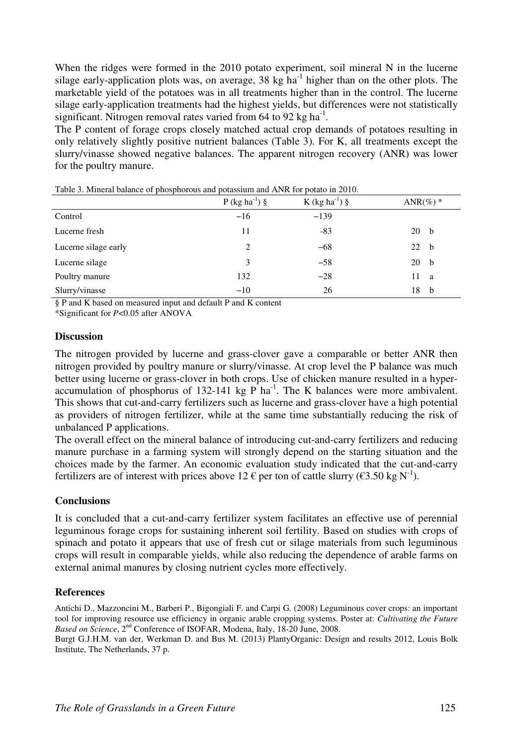When the ridges were formed in the 2010 potato experiment, soil mineral N in the lucerne silage early-application plots was, on average, 38 kg ha$^{-1}$ higher than on the other plots. The marketable yield of the potatoes was in all treatments higher than in the control. The lucerne silage early-application treatments had the highest yields, but differences were not statistically significant. Nitrogen removal rates varied from 64 to 92 kg ha$^{-1}$.

The P content of forage crops closely matched actual crop demands of potatoes resulting in only relatively slightly positive nutrient balances (Table 3). For K, all treatments except the slurry/vinasse showed negative balances. The apparent nitrogen recovery (ANR) was lower for the poultry manure.

Table 3. Mineral balance of phosphorous and potassium and ANR for potato in 2010.

| | P (kg ha$^{-1}$) § | K (kg ha$^{-1}$) § | ANR(%) * |
|---|---|---|---|
| Control | −16 | −139 | |
| Lucerne fresh | 11 | -83 | 20 b |
| Lucerne silage early | 2 | −68 | 22 b |
| Lucerne silage | 3 | −58 | 20 b |
| Poultry manure | 132 | −28 | 11 a |
| Slurry/vinasse | −10 | 26 | 18 b |

§ P and K based on measured input and default P and K content

*Significant for $P<0.05$ after ANOVA

### Discussion

The nitrogen provided by lucerne and grass-clover gave a comparable or better ANR then nitrogen provided by poultry manure or slurry/vinasse. At crop level the P balance was much better using lucerne or grass-clover in both crops. Use of chicken manure resulted in a hyper-accumulation of phosphorus of 132-141 kg P ha$^{-1}$. The K balances were more ambivalent. This shows that cut-and-carry fertilizers such as lucerne and grass-clover have a high potential as providers of nitrogen fertilizer, while at the same time substantially reducing the risk of unbalanced P applications.

The overall effect on the mineral balance of introducing cut-and-carry fertilizers and reducing manure purchase in a farming system will strongly depend on the starting situation and the choices made by the farmer. An economic evaluation study indicated that the cut-and-carry fertilizers are of interest with prices above 12 € per ton of cattle slurry (€3.50 kg N$^{-1}$).

### Conclusions

It is concluded that a cut-and-carry fertilizer system facilitates an effective use of perennial leguminous forage crops for sustaining inherent soil fertility. Based on studies with crops of spinach and potato it appears that use of fresh cut or silage materials from such leguminous crops will result in comparable yields, while also reducing the dependence of arable farms on external animal manures by closing nutrient cycles more effectively.

### References

Antichi D., Mazzoncini M., Barberi P., Bigongiali F. and Carpi G. (2008) Leguminous cover crops: an important tool for improving resource use efficiency in organic arable cropping systems. Poster at: *Cultivating the Future Based on Science*, 2nd Conference of ISOFAR, Modena, Italy, 18-20 June, 2008.

Burgt G.J.H.M. van der, Werkman D. and Bus M. (2013) PlantyOrganic: Design and results 2012, Louis Bolk Institute, The Netherlands, 37 p.